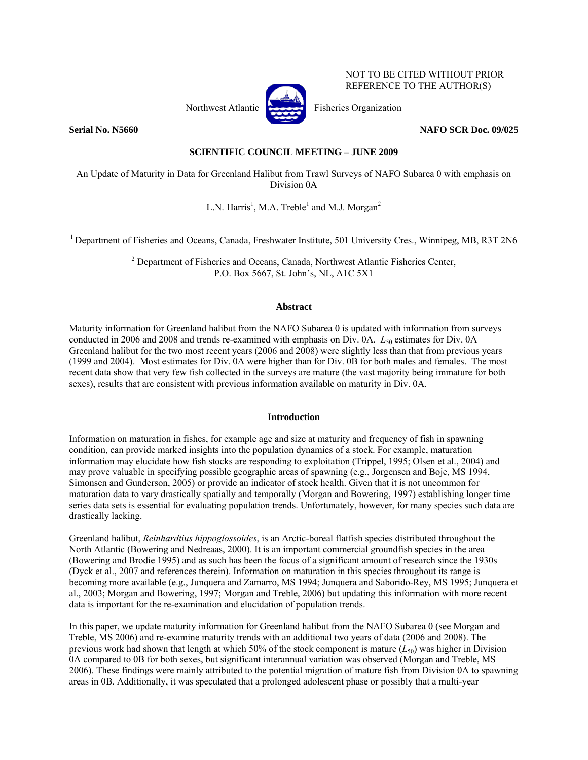NOT TO BE CITED WITHOUT PRIOR REFERENCE TO THE AUTHOR(S)

Northwest Atlantic Fisheries Organization

**Serial No. N5660** **NAFO SCR Doc. 09/025**

**SCIENTIFIC COUNCIL MEETING – JUNE 2009**

An Update of Maturity in Data for Greenland Halibut from Trawl Surveys of NAFO Subarea 0 with emphasis on Division 0A

L.N. Harris[1], M.A. Treble[1] and M.J. Morgan[2]

[1] Department of Fisheries and Oceans, Canada, Freshwater Institute, 501 University Cres., Winnipeg, MB, R3T 2N6

[2] Department of Fisheries and Oceans, Canada, Northwest Atlantic Fisheries Center, P.O. Box 5667, St. John's, NL, A1C 5X1

## Abstract

Maturity information for Greenland halibut from the NAFO Subarea 0 is updated with information from surveys conducted in 2006 and 2008 and trends re-examined with emphasis on Div. 0A. $L_{50}$ estimates for Div. 0A Greenland halibut for the two most recent years (2006 and 2008) were slightly less than that from previous years (1999 and 2004). Most estimates for Div. 0A were higher than for Div. 0B for both males and females. The most recent data show that very few fish collected in the surveys are mature (the vast majority being immature for both sexes), results that are consistent with previous information available on maturity in Div. 0A.

## Introduction

Information on maturation in fishes, for example age and size at maturity and frequency of fish in spawning condition, can provide marked insights into the population dynamics of a stock. For example, maturation information may elucidate how fish stocks are responding to exploitation (Trippel, 1995; Olsen et al., 2004) and may prove valuable in specifying possible geographic areas of spawning (e.g., Jorgensen and Boje, MS 1994, Simonsen and Gunderson, 2005) or provide an indicator of stock health. Given that it is not uncommon for maturation data to vary drastically spatially and temporally (Morgan and Bowering, 1997) establishing longer time series data sets is essential for evaluating population trends. Unfortunately, however, for many species such data are drastically lacking.

Greenland halibut, *Reinhardtius hippoglossoides*, is an Arctic-boreal flatfish species distributed throughout the North Atlantic (Bowering and Nedreaas, 2000). It is an important commercial groundfish species in the area (Bowering and Brodie 1995) and as such has been the focus of a significant amount of research since the 1930s (Dyck et al., 2007 and references therein). Information on maturation in this species throughout its range is becoming more available (e.g., Junquera and Zamarro, MS 1994; Junquera and Saborido-Rey, MS 1995; Junquera et al., 2003; Morgan and Bowering, 1997; Morgan and Treble, 2006) but updating this information with more recent data is important for the re-examination and elucidation of population trends.

In this paper, we update maturity information for Greenland halibut from the NAFO Subarea 0 (see Morgan and Treble, MS 2006) and re-examine maturity trends with an additional two years of data (2006 and 2008). The previous work had shown that length at which 50% of the stock component is mature ($L_{50}$) was higher in Division 0A compared to 0B for both sexes, but significant interannual variation was observed (Morgan and Treble, MS 2006). These findings were mainly attributed to the potential migration of mature fish from Division 0A to spawning areas in 0B. Additionally, it was speculated that a prolonged adolescent phase or possibly that a multi-year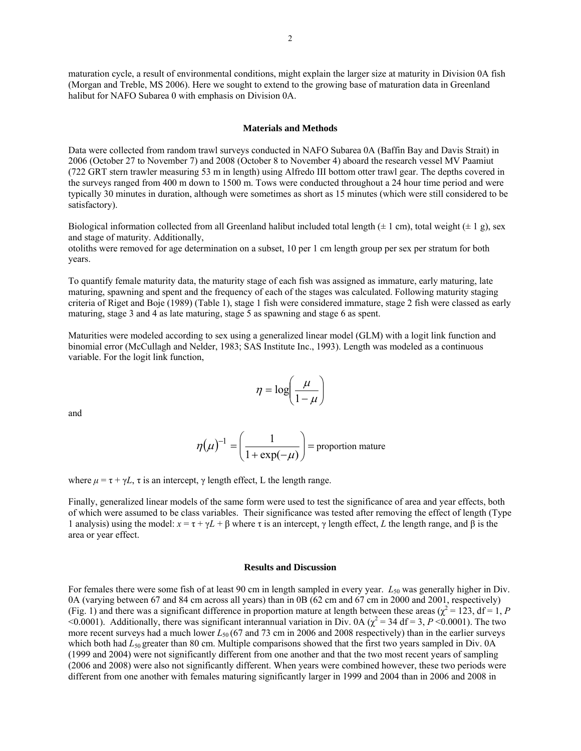maturation cycle, a result of environmental conditions, might explain the larger size at maturity in Division 0A fish (Morgan and Treble, MS 2006). Here we sought to extend to the growing base of maturation data in Greenland halibut for NAFO Subarea 0 with emphasis on Division 0A.

## Materials and Methods

Data were collected from random trawl surveys conducted in NAFO Subarea 0A (Baffin Bay and Davis Strait) in 2006 (October 27 to November 7) and 2008 (October 8 to November 4) aboard the research vessel MV Paamiut (722 GRT stern trawler measuring 53 m in length) using Alfredo III bottom otter trawl gear. The depths covered in the surveys ranged from 400 m down to 1500 m. Tows were conducted throughout a 24 hour time period and were typically 30 minutes in duration, although were sometimes as short as 15 minutes (which were still considered to be satisfactory).

Biological information collected from all Greenland halibut included total length (± 1 cm), total weight (± 1 g), sex and stage of maturity. Additionally,
otoliths were removed for age determination on a subset, 10 per 1 cm length group per sex per stratum for both years.

To quantify female maturity data, the maturity stage of each fish was assigned as immature, early maturing, late maturing, spawning and spent and the frequency of each of the stages was calculated. Following maturity staging criteria of Riget and Boje (1989) (Table 1), stage 1 fish were considered immature, stage 2 fish were classed as early maturing, stage 3 and 4 as late maturing, stage 5 as spawning and stage 6 as spent.

Maturities were modeled according to sex using a generalized linear model (GLM) with a logit link function and binomial error (McCullagh and Nelder, 1983; SAS Institute Inc., 1993). Length was modeled as a continuous variable. For the logit link function,

$$\eta = \log\left(\frac{\mu}{1-\mu}\right)$$

and

$$\eta(\mu)^{-1} = \left(\frac{1}{1+\exp(-\mu)}\right) = \text{proportion mature}$$

where $\mu = \tau + \gamma L$, $\tau$ is an intercept, $\gamma$ length effect, L the length range.

Finally, generalized linear models of the same form were used to test the significance of area and year effects, both of which were assumed to be class variables. Their significance was tested after removing the effect of length (Type 1 analysis) using the model: $x = \tau + \gamma L + \beta$ where $\tau$ is an intercept, $\gamma$ length effect, $L$ the length range, and $\beta$ is the area or year effect.

## Results and Discussion

For females there were some fish of at least 90 cm in length sampled in every year. $L_{50}$ was generally higher in Div. 0A (varying between 67 and 84 cm across all years) than in 0B (62 cm and 67 cm in 2000 and 2001, respectively) (Fig. 1) and there was a significant difference in proportion mature at length between these areas ($\chi^2 = 123$, df = 1, $P < 0.0001$). Additionally, there was significant interannual variation in Div. 0A ($\chi^2 = 34$ df = 3, $P < 0.0001$). The two more recent surveys had a much lower $L_{50}$ (67 and 73 cm in 2006 and 2008 respectively) than in the earlier surveys which both had $L_{50}$ greater than 80 cm. Multiple comparisons showed that the first two years sampled in Div. 0A (1999 and 2004) were not significantly different from one another and that the two most recent years of sampling (2006 and 2008) were also not significantly different. When years were combined however, these two periods were different from one another with females maturing significantly larger in 1999 and 2004 than in 2006 and 2008 in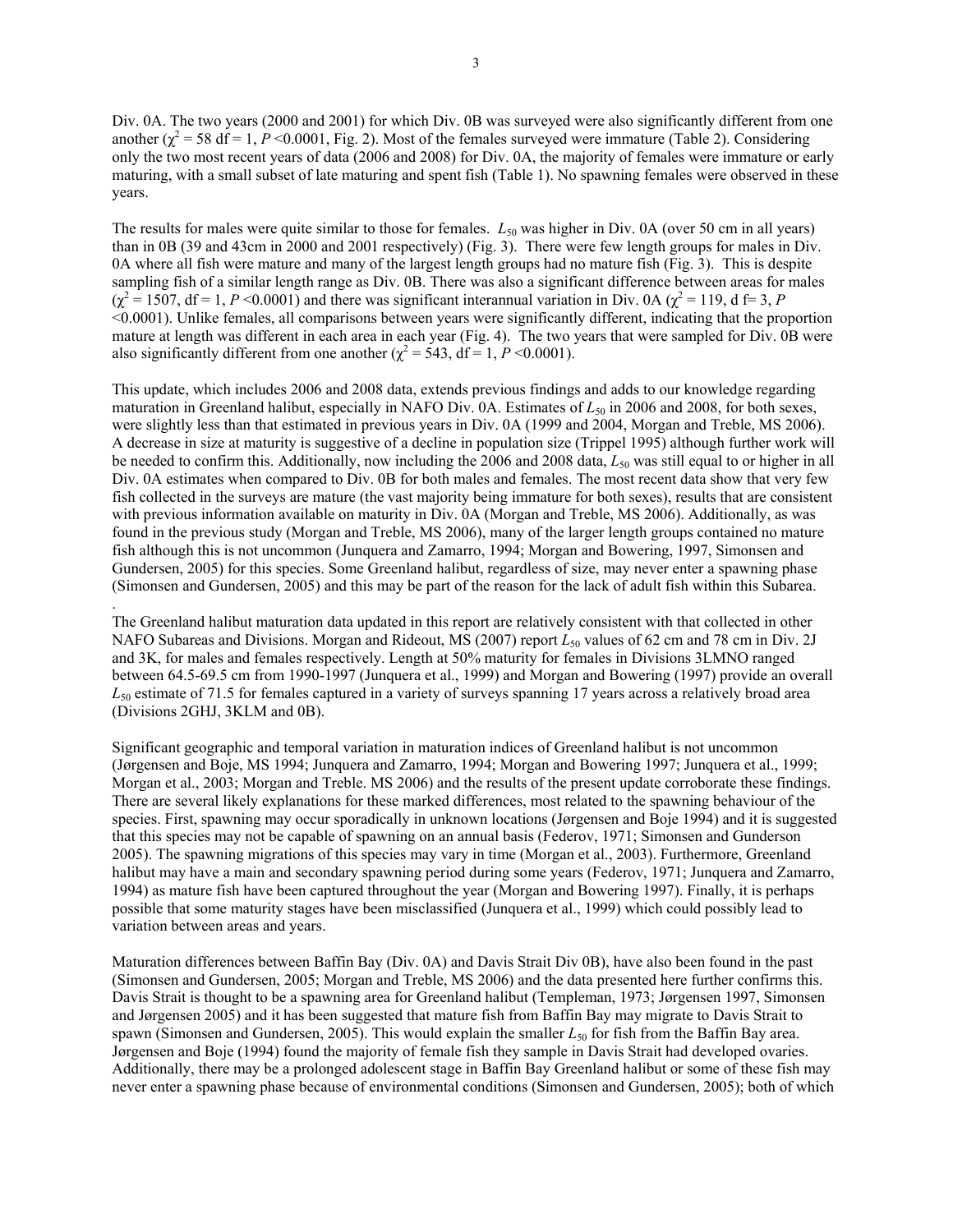Div. 0A. The two years (2000 and 2001) for which Div. 0B was surveyed were also significantly different from one another ($\chi^2 = 58$ df = 1, $P < 0.0001$, Fig. 2). Most of the females surveyed were immature (Table 2). Considering only the two most recent years of data (2006 and 2008) for Div. 0A, the majority of females were immature or early maturing, with a small subset of late maturing and spent fish (Table 1). No spawning females were observed in these years.

The results for males were quite similar to those for females. $L_{50}$ was higher in Div. 0A (over 50 cm in all years) than in 0B (39 and 43cm in 2000 and 2001 respectively) (Fig. 3). There were few length groups for males in Div. 0A where all fish were mature and many of the largest length groups had no mature fish (Fig. 3). This is despite sampling fish of a similar length range as Div. 0B. There was also a significant difference between areas for males ($\chi^2 = 1507$, df = 1, $P < 0.0001$) and there was significant interannual variation in Div. 0A ($\chi^2 = 119$, d f= 3, $P < 0.0001$). Unlike females, all comparisons between years were significantly different, indicating that the proportion mature at length was different in each area in each year (Fig. 4). The two years that were sampled for Div. 0B were also significantly different from one another ($\chi^2 = 543$, df = 1, $P < 0.0001$).

This update, which includes 2006 and 2008 data, extends previous findings and adds to our knowledge regarding maturation in Greenland halibut, especially in NAFO Div. 0A. Estimates of $L_{50}$ in 2006 and 2008, for both sexes, were slightly less than that estimated in previous years in Div. 0A (1999 and 2004, Morgan and Treble, MS 2006). A decrease in size at maturity is suggestive of a decline in population size (Trippel 1995) although further work will be needed to confirm this. Additionally, now including the 2006 and 2008 data, $L_{50}$ was still equal to or higher in all Div. 0A estimates when compared to Div. 0B for both males and females. The most recent data show that very few fish collected in the surveys are mature (the vast majority being immature for both sexes), results that are consistent with previous information available on maturity in Div. 0A (Morgan and Treble, MS 2006). Additionally, as was found in the previous study (Morgan and Treble, MS 2006), many of the larger length groups contained no mature fish although this is not uncommon (Junquera and Zamarro, 1994; Morgan and Bowering, 1997, Simonsen and Gundersen, 2005) for this species. Some Greenland halibut, regardless of size, may never enter a spawning phase (Simonsen and Gundersen, 2005) and this may be part of the reason for the lack of adult fish within this Subarea.
.
The Greenland halibut maturation data updated in this report are relatively consistent with that collected in other NAFO Subareas and Divisions. Morgan and Rideout, MS (2007) report $L_{50}$ values of 62 cm and 78 cm in Div. 2J and 3K, for males and females respectively. Length at 50% maturity for females in Divisions 3LMNO ranged between 64.5-69.5 cm from 1990-1997 (Junquera et al., 1999) and Morgan and Bowering (1997) provide an overall $L_{50}$ estimate of 71.5 for females captured in a variety of surveys spanning 17 years across a relatively broad area (Divisions 2GHJ, 3KLM and 0B).

Significant geographic and temporal variation in maturation indices of Greenland halibut is not uncommon (Jørgensen and Boje, MS 1994; Junquera and Zamarro, 1994; Morgan and Bowering 1997; Junquera et al., 1999; Morgan et al., 2003; Morgan and Treble. MS 2006) and the results of the present update corroborate these findings. There are several likely explanations for these marked differences, most related to the spawning behaviour of the species. First, spawning may occur sporadically in unknown locations (Jørgensen and Boje 1994) and it is suggested that this species may not be capable of spawning on an annual basis (Federov, 1971; Simonsen and Gunderson 2005). The spawning migrations of this species may vary in time (Morgan et al., 2003). Furthermore, Greenland halibut may have a main and secondary spawning period during some years (Federov, 1971; Junquera and Zamarro, 1994) as mature fish have been captured throughout the year (Morgan and Bowering 1997). Finally, it is perhaps possible that some maturity stages have been misclassified (Junquera et al., 1999) which could possibly lead to variation between areas and years.

Maturation differences between Baffin Bay (Div. 0A) and Davis Strait Div 0B), have also been found in the past (Simonsen and Gundersen, 2005; Morgan and Treble, MS 2006) and the data presented here further confirms this. Davis Strait is thought to be a spawning area for Greenland halibut (Templeman, 1973; Jørgensen 1997, Simonsen and Jørgensen 2005) and it has been suggested that mature fish from Baffin Bay may migrate to Davis Strait to spawn (Simonsen and Gundersen, 2005). This would explain the smaller $L_{50}$ for fish from the Baffin Bay area. Jørgensen and Boje (1994) found the majority of female fish they sample in Davis Strait had developed ovaries. Additionally, there may be a prolonged adolescent stage in Baffin Bay Greenland halibut or some of these fish may never enter a spawning phase because of environmental conditions (Simonsen and Gundersen, 2005); both of which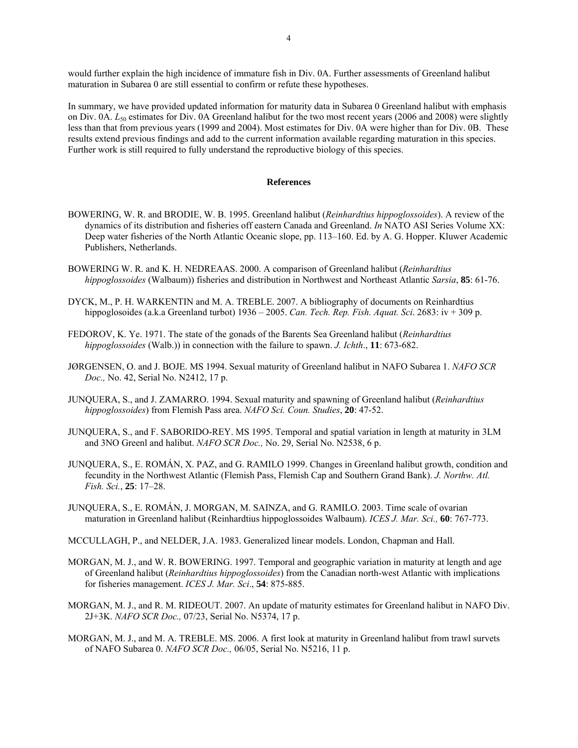would further explain the high incidence of immature fish in Div. 0A. Further assessments of Greenland halibut maturation in Subarea 0 are still essential to confirm or refute these hypotheses.

In summary, we have provided updated information for maturity data in Subarea 0 Greenland halibut with emphasis on Div. 0A. $L_{50}$ estimates for Div. 0A Greenland halibut for the two most recent years (2006 and 2008) were slightly less than that from previous years (1999 and 2004). Most estimates for Div. 0A were higher than for Div. 0B. These results extend previous findings and add to the current information available regarding maturation in this species. Further work is still required to fully understand the reproductive biology of this species.

## References

BOWERING, W. R. and BRODIE, W. B. 1995. Greenland halibut (*Reinhardtius hippoglossoides*). A review of the dynamics of its distribution and fisheries off eastern Canada and Greenland. *In* NATO ASI Series Volume XX: Deep water fisheries of the North Atlantic Oceanic slope, pp. 113–160. Ed. by A. G. Hopper. Kluwer Academic Publishers, Netherlands.

BOWERING W. R. and K. H. NEDREAAS. 2000. A comparison of Greenland halibut (*Reinhardtius hippoglossoides* (Walbaum)) fisheries and distribution in Northwest and Northeast Atlantic *Sarsia*, **85**: 61-76.

DYCK, M., P. H. WARKENTIN and M. A. TREBLE. 2007. A bibliography of documents on Reinhardtius hippoglosoides (a.k.a Greenland turbot) 1936 – 2005. *Can. Tech. Rep. Fish. Aquat. Sci*. 2683: iv + 309 p.

FEDOROV, K. Ye. 1971. The state of the gonads of the Barents Sea Greenland halibut (*Reinhardtius hippoglossoides* (Walb.)) in connection with the failure to spawn. *J. Ichth*., **11**: 673-682.

JØRGENSEN, O. and J. BOJE. MS 1994. Sexual maturity of Greenland halibut in NAFO Subarea 1. *NAFO SCR Doc.,* No. 42, Serial No. N2412, 17 p.

JUNQUERA, S., and J. ZAMARRO. 1994. Sexual maturity and spawning of Greenland halibut (*Reinhardtius hippoglossoides*) from Flemish Pass area. *NAFO Sci. Coun. Studies*, **20**: 47-52.

JUNQUERA, S., and F. SABORIDO-REY. MS 1995. Temporal and spatial variation in length at maturity in 3LM and 3NO Greenl and halibut. *NAFO SCR Doc.,* No. 29, Serial No. N2538, 6 p.

JUNQUERA, S., E. ROMÁN, X. PAZ, and G. RAMILO 1999. Changes in Greenland halibut growth, condition and fecundity in the Northwest Atlantic (Flemish Pass, Flemish Cap and Southern Grand Bank). *J. Northw. Atl. Fish. Sci.*, **25**: 17–28.

JUNQUERA, S., E. ROMÁN, J. MORGAN, M. SAINZA, and G. RAMILO. 2003. Time scale of ovarian maturation in Greenland halibut (Reinhardtius hippoglossoides Walbaum). *ICES J. Mar. Sci.,* **60**: 767-773.

MCCULLAGH, P., and NELDER, J.A. 1983. Generalized linear models. London, Chapman and Hall.

MORGAN, M. J., and W. R. BOWERING. 1997. Temporal and geographic variation in maturity at length and age of Greenland halibut (*Reinhardtius hippoglossoides*) from the Canadian north-west Atlantic with implications for fisheries management. *ICES J. Mar. Sci*., **54**: 875-885.

MORGAN, M. J., and R. M. RIDEOUT. 2007. An update of maturity estimates for Greenland halibut in NAFO Div. 2J+3K. *NAFO SCR Doc.,* 07/23, Serial No. N5374, 17 p.

MORGAN, M. J., and M. A. TREBLE. MS. 2006. A first look at maturity in Greenland halibut from trawl survets of NAFO Subarea 0. *NAFO SCR Doc.,* 06/05, Serial No. N5216, 11 p.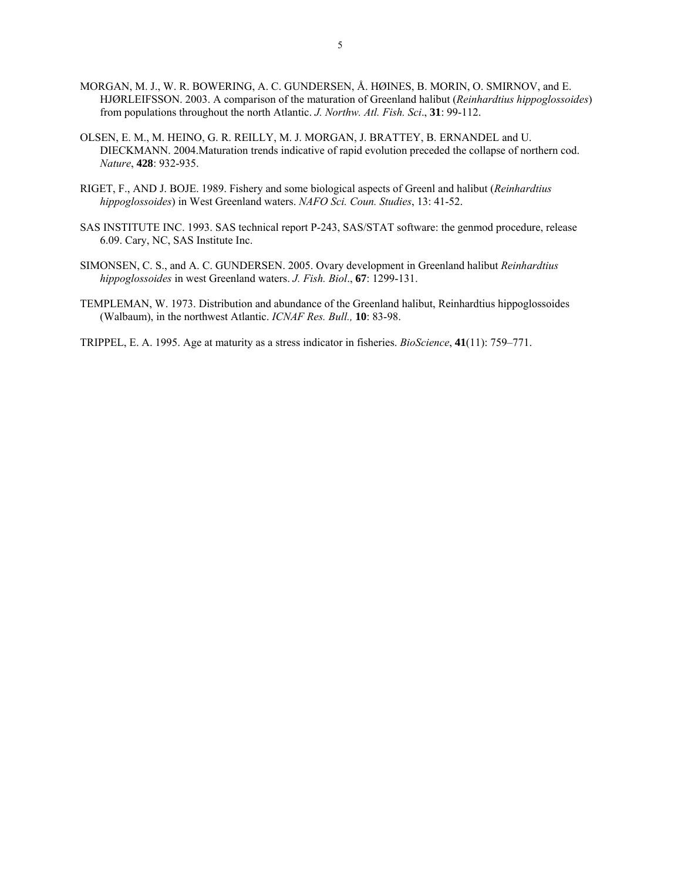MORGAN, M. J., W. R. BOWERING, A. C. GUNDERSEN, Å. HØINES, B. MORIN, O. SMIRNOV, and E. HJØRLEIFSSON. 2003. A comparison of the maturation of Greenland halibut (*Reinhardtius hippoglossoides*) from populations throughout the north Atlantic. *J. Northw. Atl. Fish. Sci*., **31**: 99-112.

OLSEN, E. M., M. HEINO, G. R. REILLY, M. J. MORGAN, J. BRATTEY, B. ERNANDEL and U. DIECKMANN. 2004.Maturation trends indicative of rapid evolution preceded the collapse of northern cod. *Nature*, **428**: 932-935.

RIGET, F., AND J. BOJE. 1989. Fishery and some biological aspects of Greenl and halibut (*Reinhardtius hippoglossoides*) in West Greenland waters. *NAFO Sci. Coun. Studies*, 13: 41-52.

SAS INSTITUTE INC. 1993. SAS technical report P-243, SAS/STAT software: the genmod procedure, release 6.09. Cary, NC, SAS Institute Inc.

SIMONSEN, C. S., and A. C. GUNDERSEN. 2005. Ovary development in Greenland halibut *Reinhardtius hippoglossoides* in west Greenland waters. *J. Fish. Biol*., **67**: 1299-131.

TEMPLEMAN, W. 1973. Distribution and abundance of the Greenland halibut, Reinhardtius hippoglossoides (Walbaum), in the northwest Atlantic. *ICNAF Res. Bull.,* **10**: 83-98.

TRIPPEL, E. A. 1995. Age at maturity as a stress indicator in fisheries. *BioScience*, **41**(11): 759–771.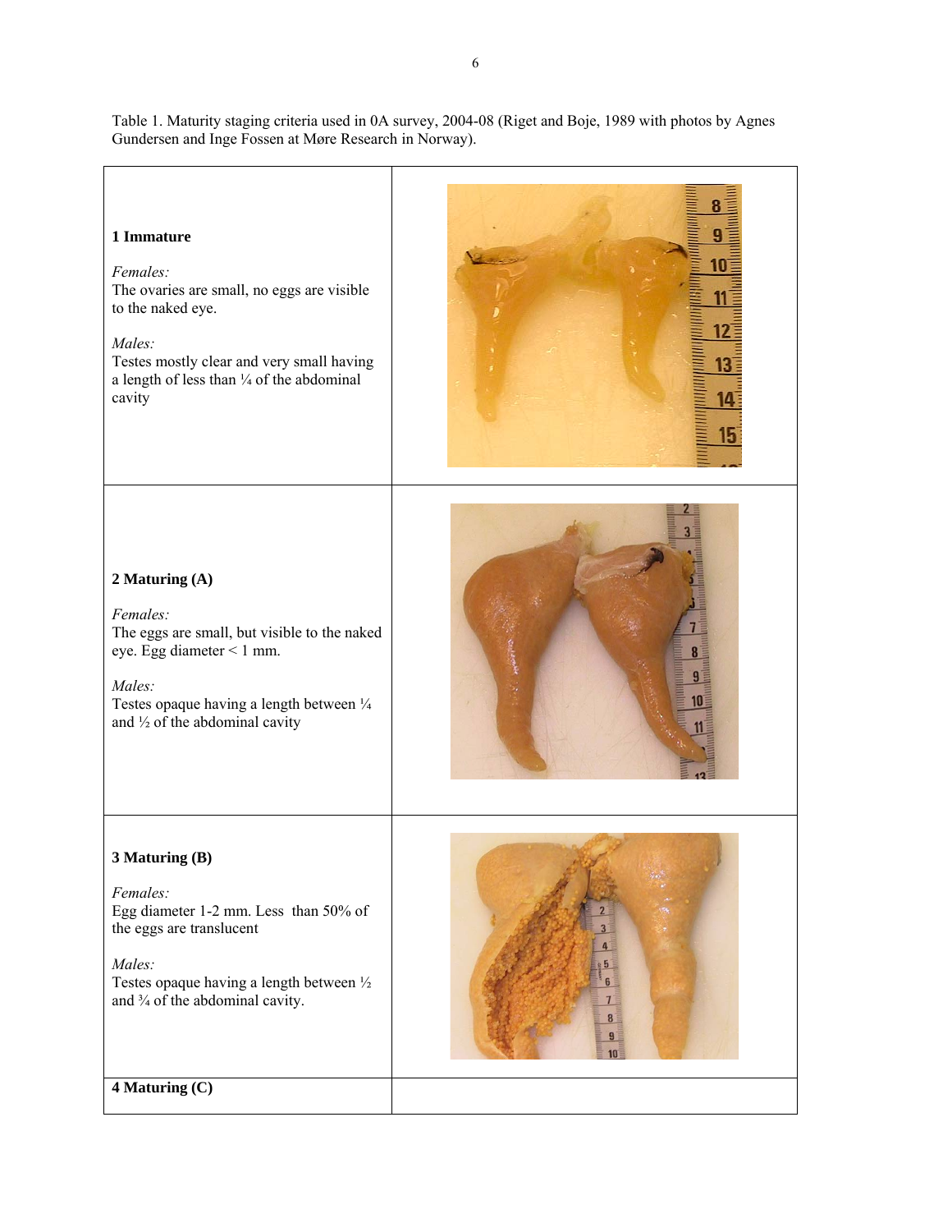Table 1. Maturity staging criteria used in 0A survey, 2004-08 (Riget and Boje, 1989 with photos by Agnes Gundersen and Inge Fossen at Møre Research in Norway).

| | |
|---|---|
| **1 Immature**<br><br>*Females:*<br>The ovaries are small, no eggs are visible to the naked eye.<br><br>*Males:*<br>Testes mostly clear and very small having a length of less than ¼ of the abdominal cavity | |
| **2 Maturing (A)**<br><br>*Females:*<br>The eggs are small, but visible to the naked eye. Egg diameter < 1 mm.<br><br>*Males:*<br>Testes opaque having a length between ¼ and ½ of the abdominal cavity | |
| **3 Maturing (B)**<br><br>*Females:*<br>Egg diameter 1-2 mm. Less than 50% of the eggs are translucent<br><br>*Males:*<br>Testes opaque having a length between ½ and ¾ of the abdominal cavity. | |
| **4 Maturing (C)** | |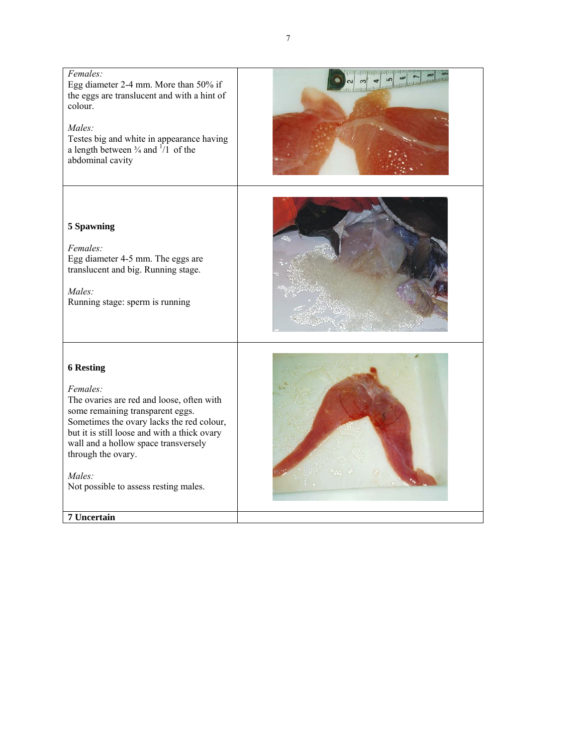| | |
|---|---|
| *Females:*<br>Egg diameter 2-4 mm. More than 50% if the eggs are translucent and with a hint of colour.<br><br>*Males:*<br>Testes big and white in appearance having a length between ¾ and $^{1}/1$ of the abdominal cavity | |
| **5 Spawning**<br><br>*Females:*<br>Egg diameter 4-5 mm. The eggs are translucent and big. Running stage.<br><br>*Males:*<br>Running stage: sperm is running | |
| **6 Resting**<br><br>*Females:*<br>The ovaries are red and loose, often with some remaining transparent eggs. Sometimes the ovary lacks the red colour, but it is still loose and with a thick ovary wall and a hollow space transversely through the ovary.<br><br>*Males:*<br>Not possible to assess resting males. | |
| **7 Uncertain** | |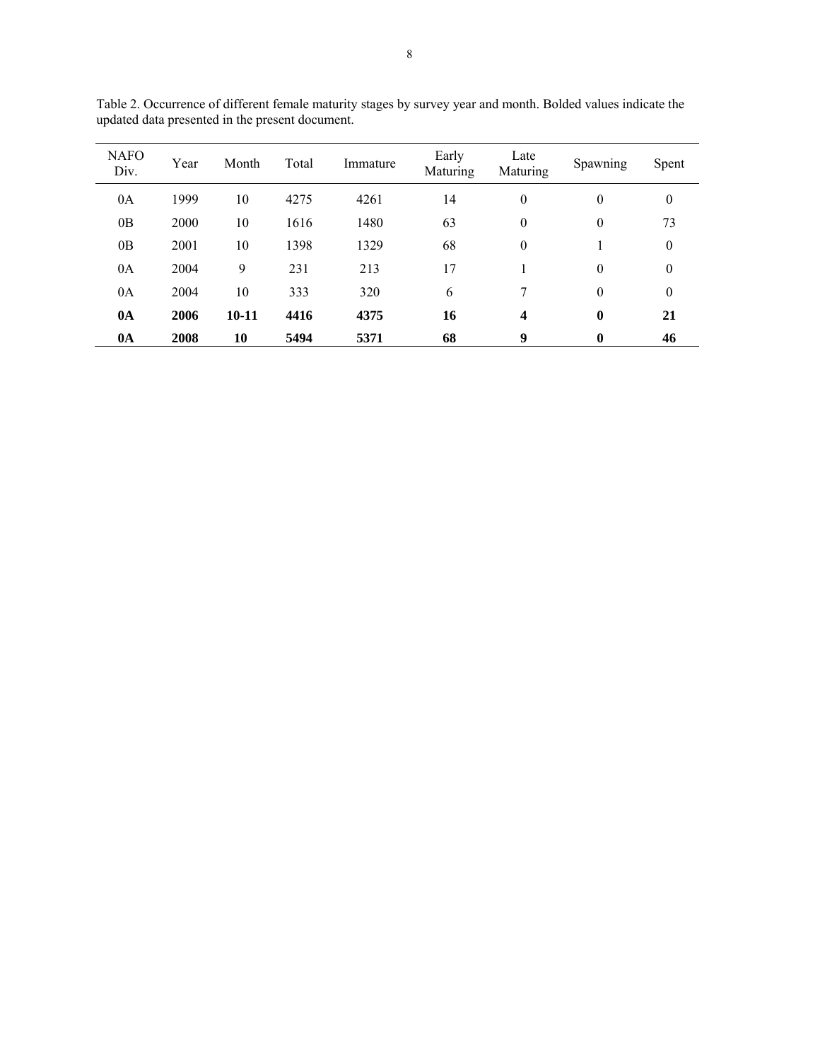Table 2. Occurrence of different female maturity stages by survey year and month. Bolded values indicate the updated data presented in the present document.

| NAFO Div. | Year | Month | Total | Immature | Early Maturing | Late Maturing | Spawning | Spent |
|---|---|---|---|---|---|---|---|---|
| 0A | 1999 | 10 | 4275 | 4261 | 14 | 0 | 0 | 0 |
| 0B | 2000 | 10 | 1616 | 1480 | 63 | 0 | 0 | 73 |
| 0B | 2001 | 10 | 1398 | 1329 | 68 | 0 | 1 | 0 |
| 0A | 2004 | 9 | 231 | 213 | 17 | 1 | 0 | 0 |
| 0A | 2004 | 10 | 333 | 320 | 6 | 7 | 0 | 0 |
| **0A** | **2006** | **10-11** | **4416** | **4375** | **16** | **4** | **0** | **21** |
| **0A** | **2008** | **10** | **5494** | **5371** | **68** | **9** | **0** | **46** |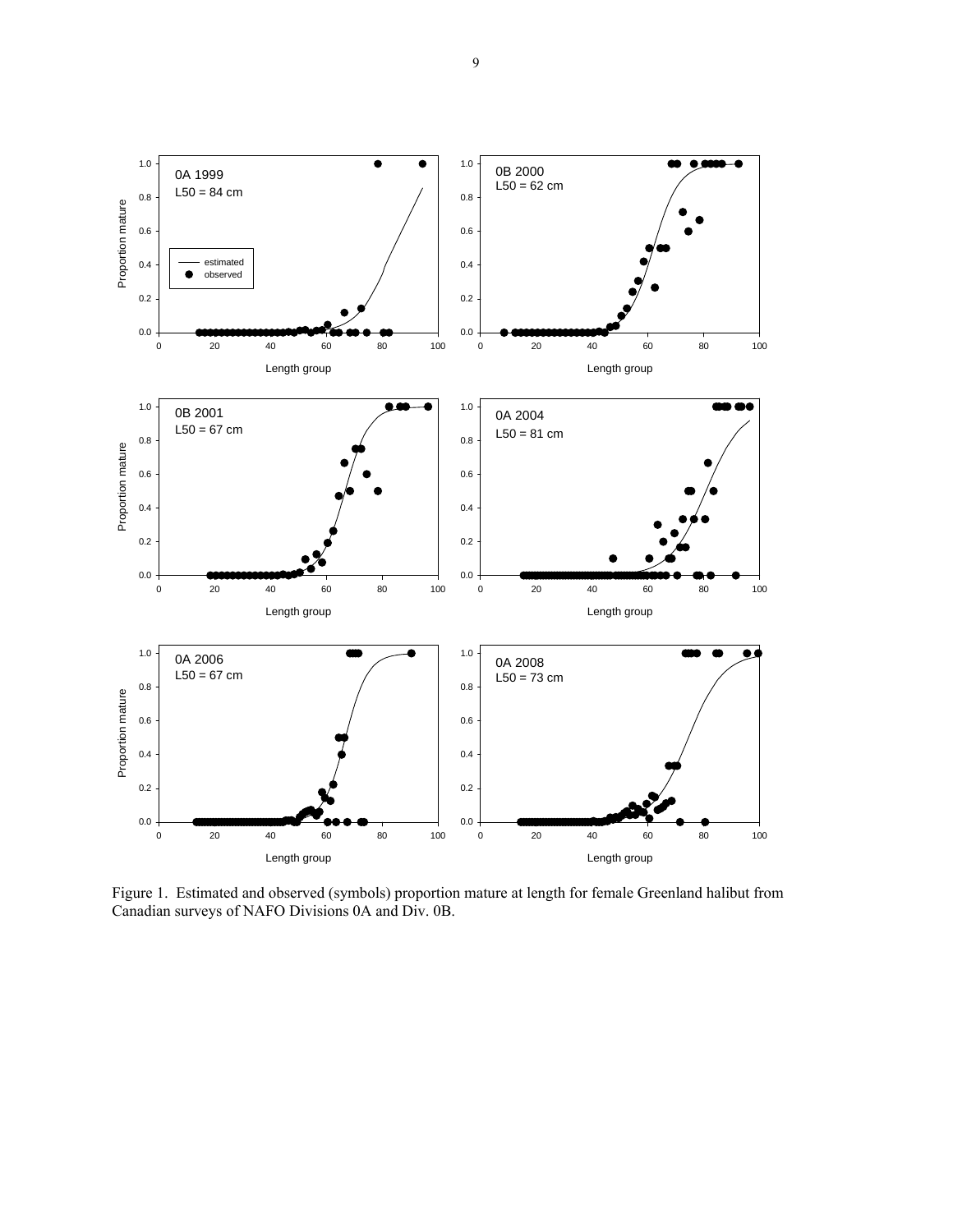Figure 1. Estimated and observed (symbols) proportion mature at length for female Greenland halibut from Canadian surveys of NAFO Divisions 0A and Div. 0B.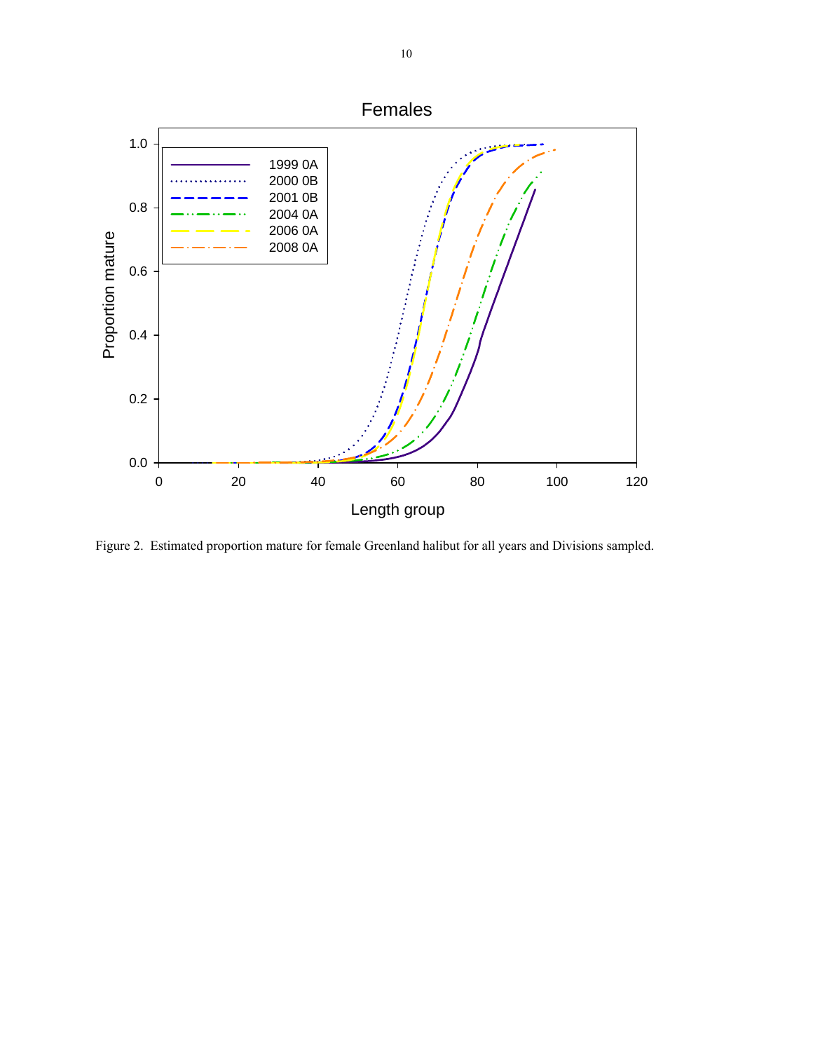Figure 2. Estimated proportion mature for female Greenland halibut for all years and Divisions sampled.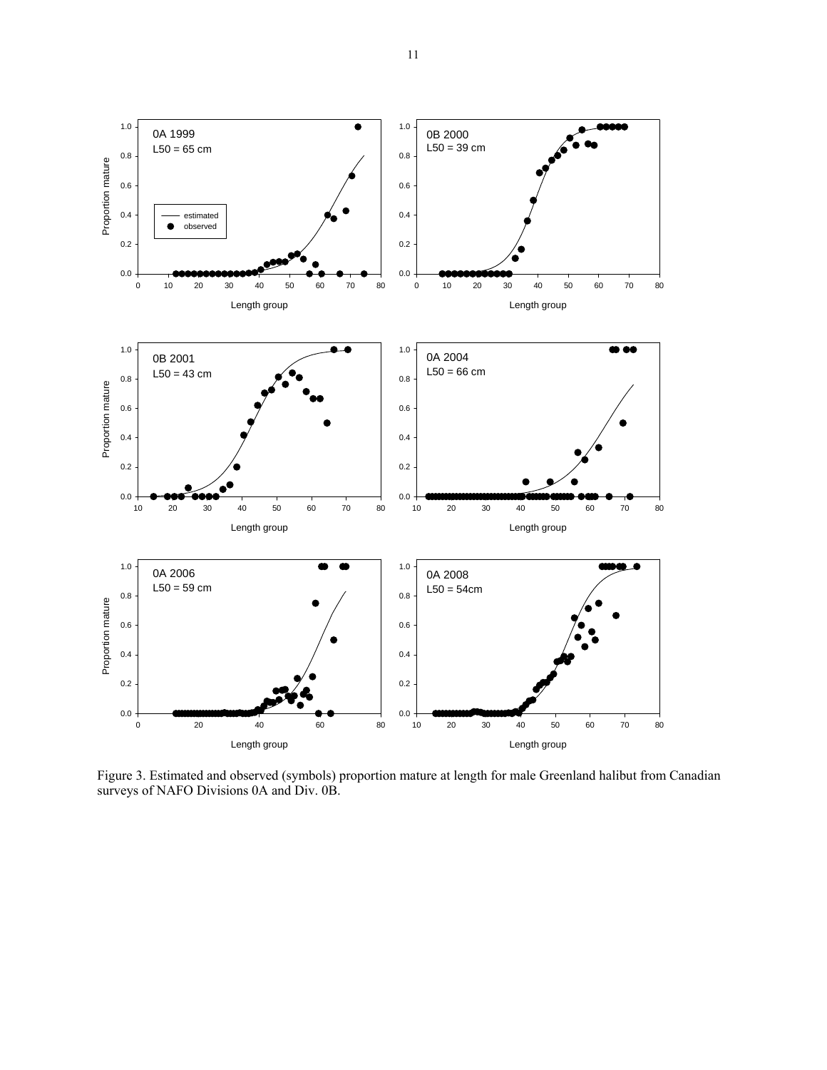Figure 3. Estimated and observed (symbols) proportion mature at length for male Greenland halibut from Canadian surveys of NAFO Divisions 0A and Div. 0B.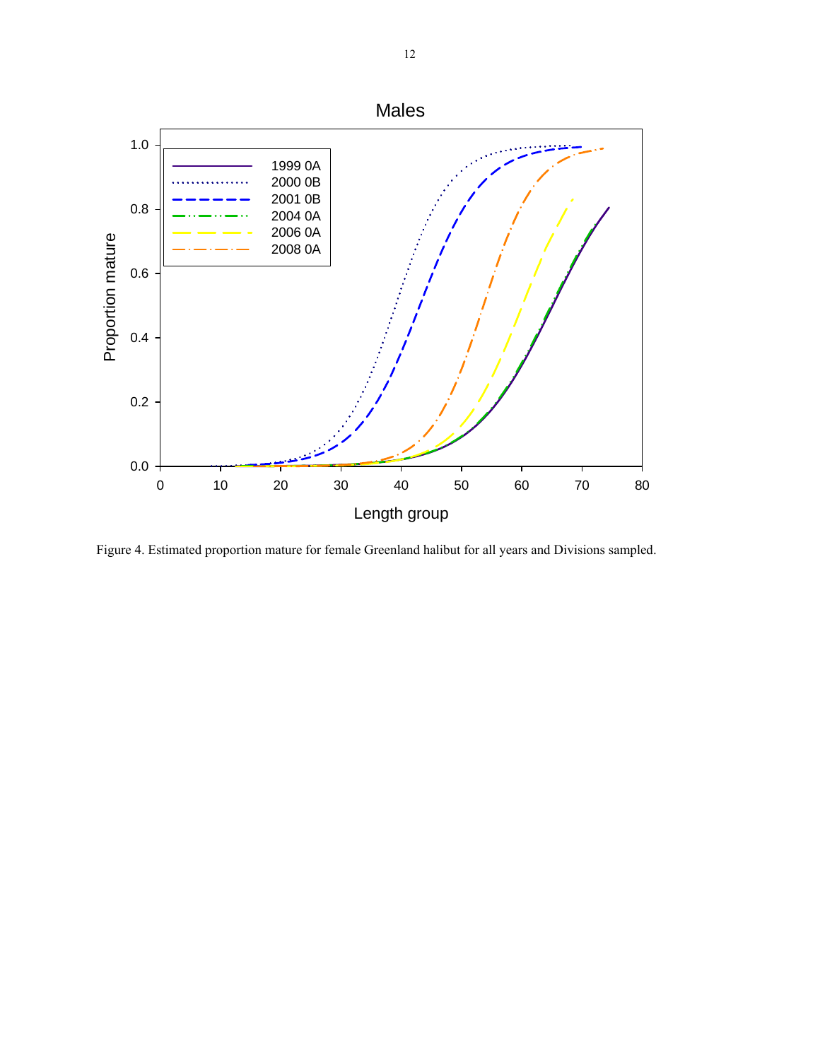Males

1999 0A
2000 0B
2001 0B
2004 0A
2006 0A
2008 0A

Proportion mature

1.0
0.8
0.6
0.4
0.2
0.0

0
10
20
30
40
50
60
70
80

Length group

Figure 4. Estimated proportion mature for female Greenland halibut for all years and Divisions sampled.